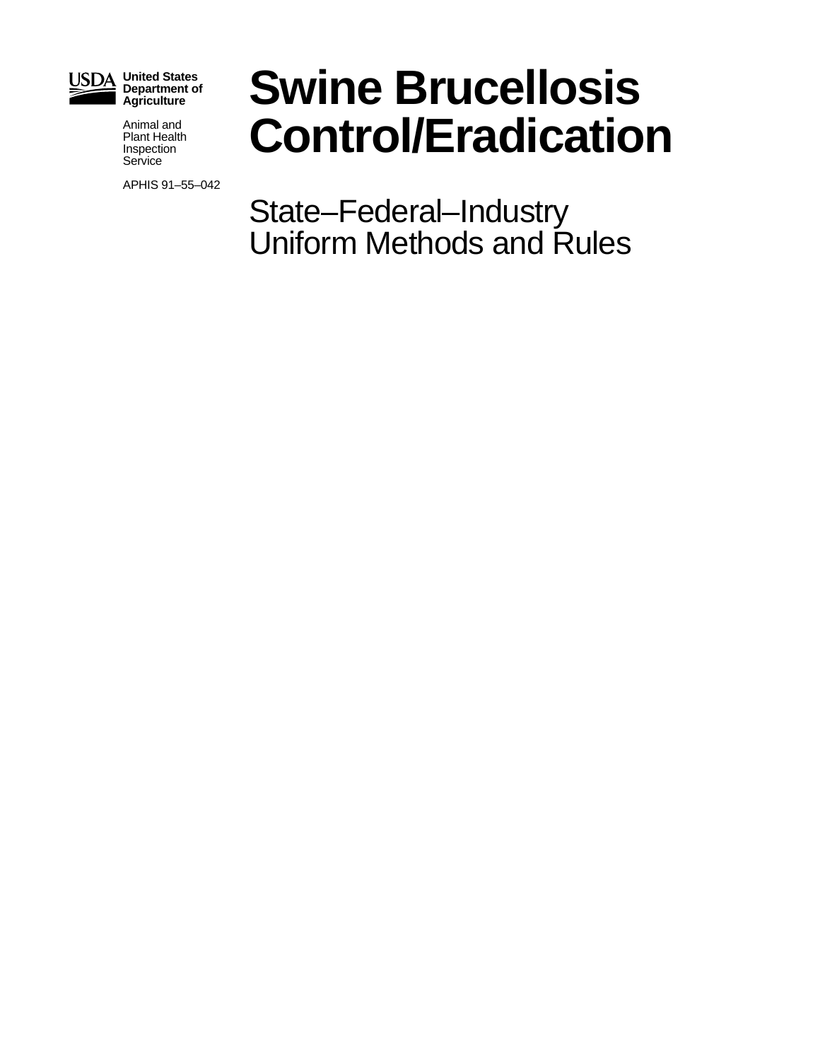United States Department of Agriculture

Animal and Plant Health Inspection Service

APHIS 91–55–042

# Swine Brucellosis Control/Eradication

## State–Federal–Industry Uniform Methods and Rules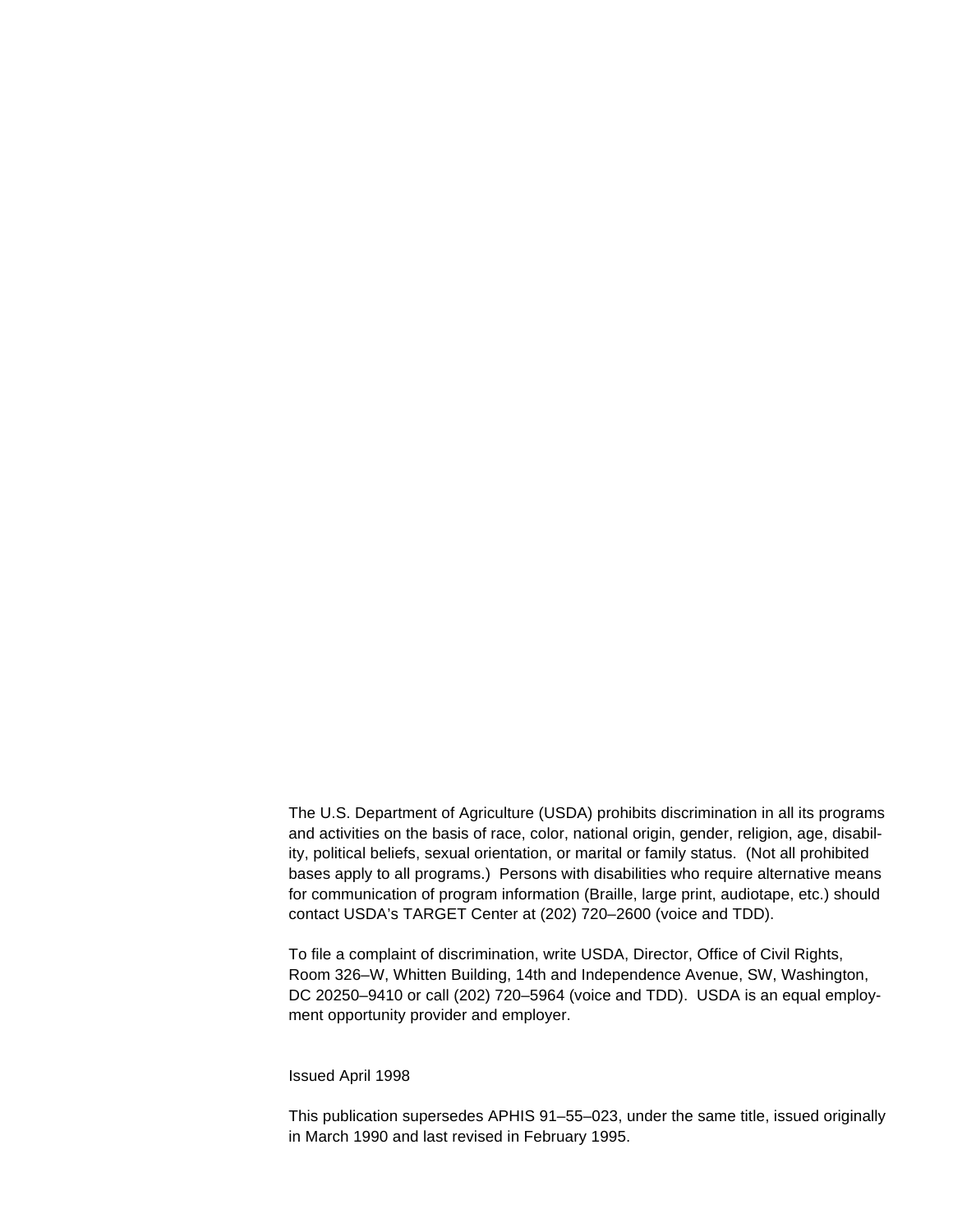The U.S. Department of Agriculture (USDA) prohibits discrimination in all its programs and activities on the basis of race, color, national origin, gender, religion, age, disability, political beliefs, sexual orientation, or marital or family status. (Not all prohibited bases apply to all programs.) Persons with disabilities who require alternative means for communication of program information (Braille, large print, audiotape, etc.) should contact USDA's TARGET Center at (202) 720–2600 (voice and TDD).

To file a complaint of discrimination, write USDA, Director, Office of Civil Rights, Room 326–W, Whitten Building, 14th and Independence Avenue, SW, Washington, DC 20250–9410 or call (202) 720–5964 (voice and TDD). USDA is an equal employment opportunity provider and employer.

Issued April 1998

This publication supersedes APHIS 91–55–023, under the same title, issued originally in March 1990 and last revised in February 1995.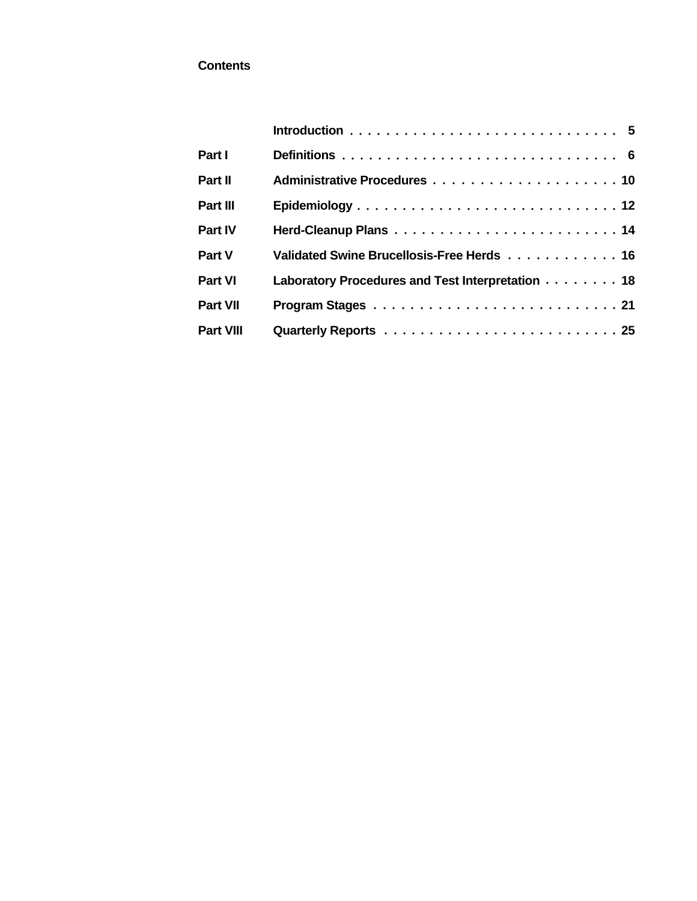## Contents

| | | |
|---|---|---|
| | Introduction | 5 |
| Part I | Definitions | 6 |
| Part II | Administrative Procedures | 10 |
| Part III | Epidemiology | 12 |
| Part IV | Herd-Cleanup Plans | 14 |
| Part V | Validated Swine Brucellosis-Free Herds | 16 |
| Part VI | Laboratory Procedures and Test Interpretation | 18 |
| Part VII | Program Stages | 21 |
| Part VIII | Quarterly Reports | 25 |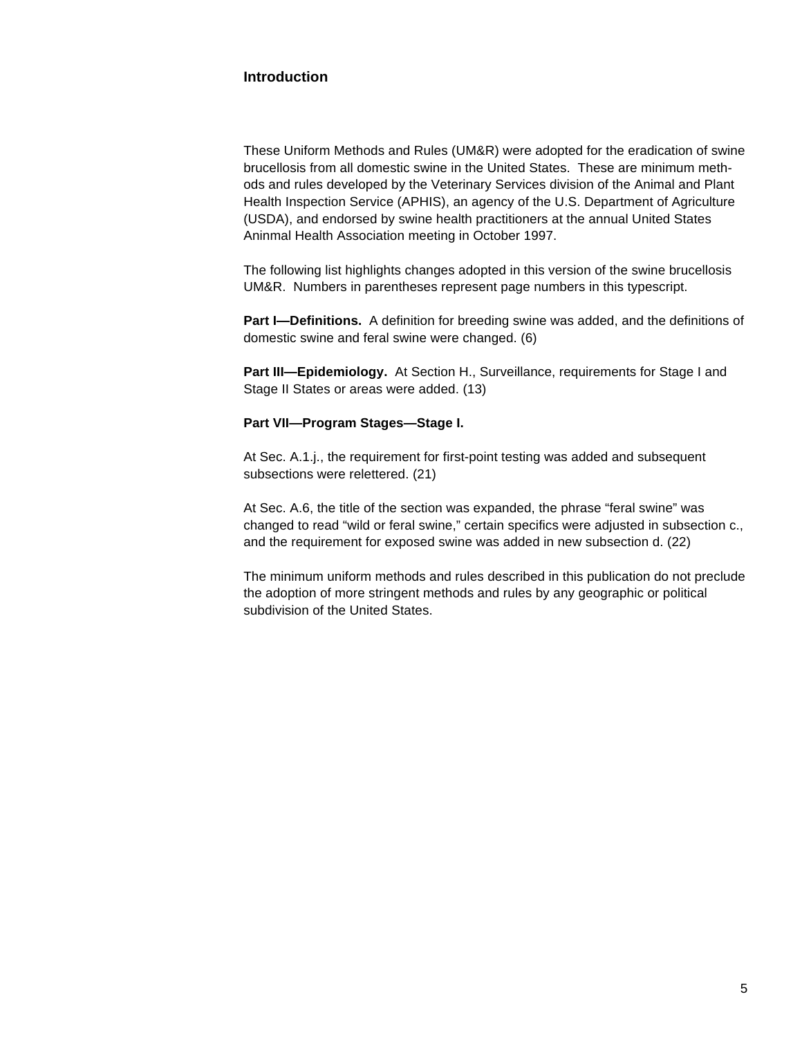## Introduction

These Uniform Methods and Rules (UM&R) were adopted for the eradication of swine brucellosis from all domestic swine in the United States. These are minimum methods and rules developed by the Veterinary Services division of the Animal and Plant Health Inspection Service (APHIS), an agency of the U.S. Department of Agriculture (USDA), and endorsed by swine health practitioners at the annual United States Aninmal Health Association meeting in October 1997.

The following list highlights changes adopted in this version of the swine brucellosis UM&R. Numbers in parentheses represent page numbers in this typescript.

**Part I—Definitions.** A definition for breeding swine was added, and the definitions of domestic swine and feral swine were changed. (6)

**Part III—Epidemiology.** At Section H., Surveillance, requirements for Stage I and Stage II States or areas were added. (13)

**Part VII—Program Stages—Stage I.**

At Sec. A.1.j., the requirement for first-point testing was added and subsequent subsections were relettered. (21)

At Sec. A.6, the title of the section was expanded, the phrase “feral swine” was changed to read “wild or feral swine,” certain specifics were adjusted in subsection c., and the requirement for exposed swine was added in new subsection d. (22)

The minimum uniform methods and rules described in this publication do not preclude the adoption of more stringent methods and rules by any geographic or political subdivision of the United States.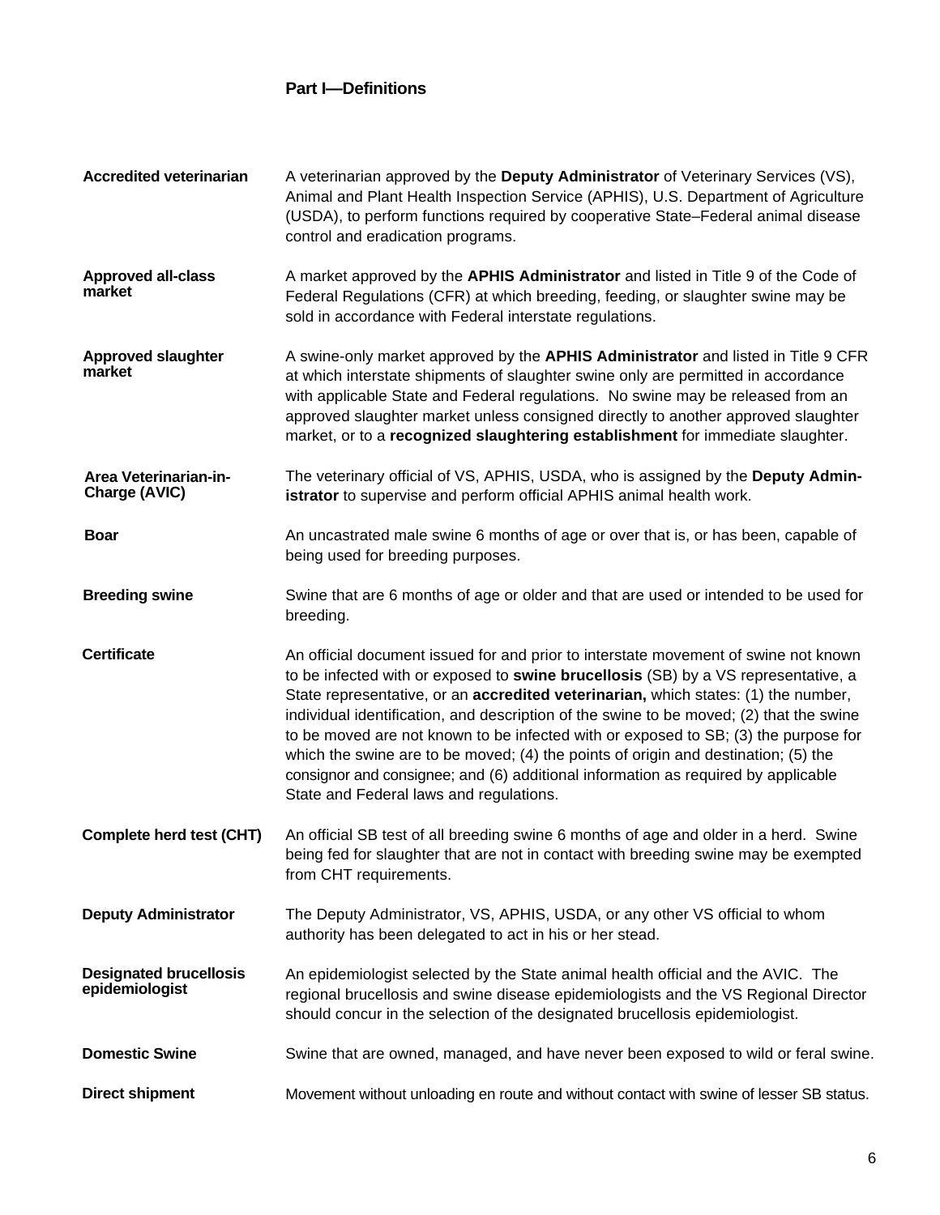## Part I—Definitions

**Accredited veterinarian**
A veterinarian approved by the **Deputy Administrator** of Veterinary Services (VS), Animal and Plant Health Inspection Service (APHIS), U.S. Department of Agriculture (USDA), to perform functions required by cooperative State–Federal animal disease control and eradication programs.

**Approved all-class market**
A market approved by the **APHIS Administrator** and listed in Title 9 of the Code of Federal Regulations (CFR) at which breeding, feeding, or slaughter swine may be sold in accordance with Federal interstate regulations.

**Approved slaughter market**
A swine-only market approved by the **APHIS Administrator** and listed in Title 9 CFR at which interstate shipments of slaughter swine only are permitted in accordance with applicable State and Federal regulations. No swine may be released from an approved slaughter market unless consigned directly to another approved slaughter market, or to a **recognized slaughtering establishment** for immediate slaughter.

**Area Veterinarian-in-Charge (AVIC)**
The veterinary official of VS, APHIS, USDA, who is assigned by the **Deputy Administrator** to supervise and perform official APHIS animal health work.

**Boar**
An uncastrated male swine 6 months of age or over that is, or has been, capable of being used for breeding purposes.

**Breeding swine**
Swine that are 6 months of age or older and that are used or intended to be used for breeding.

**Certificate**
An official document issued for and prior to interstate movement of swine not known to be infected with or exposed to **swine brucellosis** (SB) by a VS representative, a State representative, or an **accredited veterinarian,** which states: (1) the number, individual identification, and description of the swine to be moved; (2) that the swine to be moved are not known to be infected with or exposed to SB; (3) the purpose for which the swine are to be moved; (4) the points of origin and destination; (5) the consignor and consignee; and (6) additional information as required by applicable State and Federal laws and regulations.

**Complete herd test (CHT)**
An official SB test of all breeding swine 6 months of age and older in a herd. Swine being fed for slaughter that are not in contact with breeding swine may be exempted from CHT requirements.

**Deputy Administrator**
The Deputy Administrator, VS, APHIS, USDA, or any other VS official to whom authority has been delegated to act in his or her stead.

**Designated brucellosis epidemiologist**
An epidemiologist selected by the State animal health official and the AVIC. The regional brucellosis and swine disease epidemiologists and the VS Regional Director should concur in the selection of the designated brucellosis epidemiologist.

**Domestic Swine**
Swine that are owned, managed, and have never been exposed to wild or feral swine.

**Direct shipment**
Movement without unloading en route and without contact with swine of lesser SB status.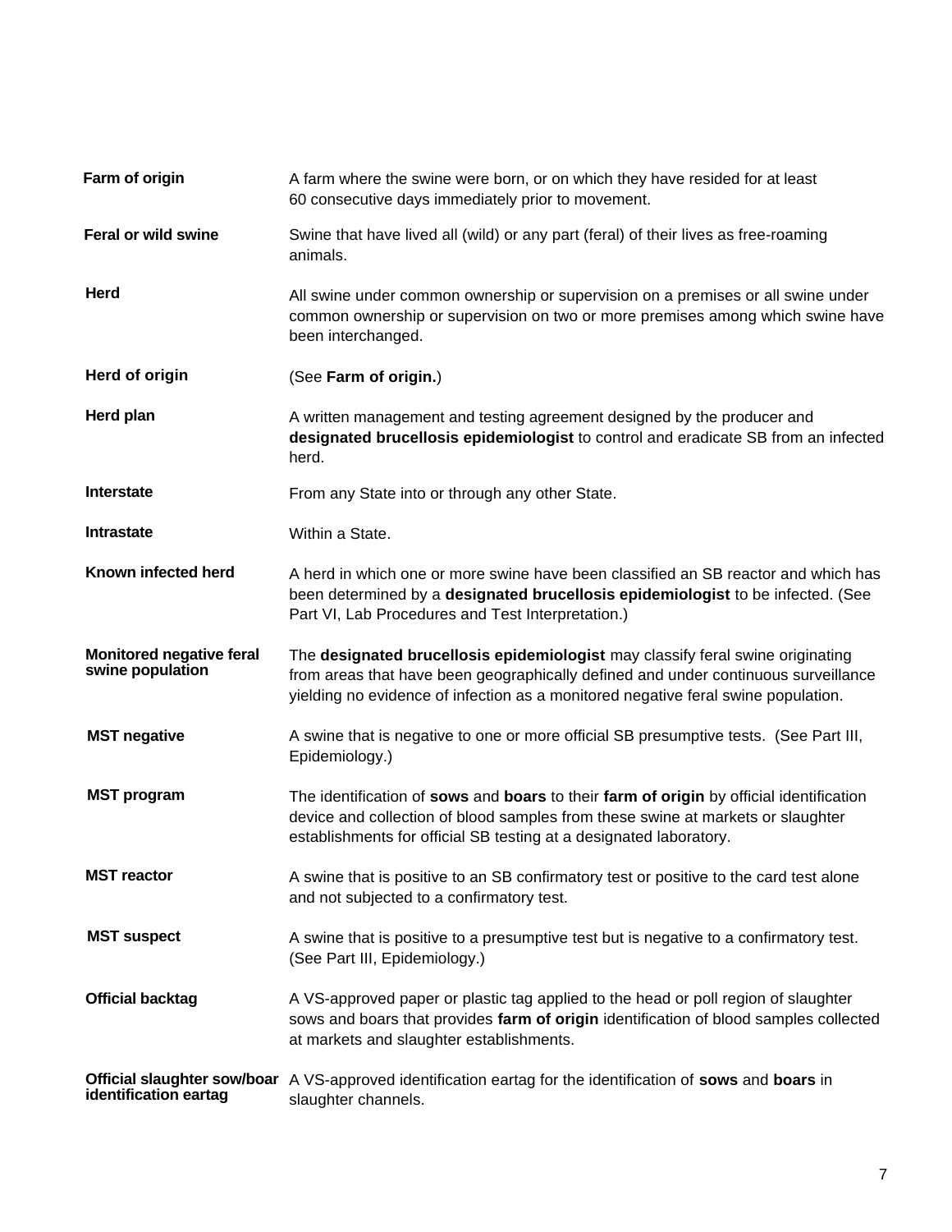| | |
|---|---|
| **Farm of origin** | A farm where the swine were born, or on which they have resided for at least 60 consecutive days immediately prior to movement. |
| **Feral or wild swine** | Swine that have lived all (wild) or any part (feral) of their lives as free-roaming animals. |
| **Herd** | All swine under common ownership or supervision on a premises or all swine under common ownership or supervision on two or more premises among which swine have been interchanged. |
| **Herd of origin** | (See **Farm of origin.**) |
| **Herd plan** | A written management and testing agreement designed by the producer and **designated brucellosis epidemiologist** to control and eradicate SB from an infected herd. |
| **Interstate** | From any State into or through any other State. |
| **Intrastate** | Within a State. |
| **Known infected herd** | A herd in which one or more swine have been classified an SB reactor and which has been determined by a **designated brucellosis epidemiologist** to be infected. (See Part VI, Lab Procedures and Test Interpretation.) |
| **Monitored negative feral swine population** | The **designated brucellosis epidemiologist** may classify feral swine originating from areas that have been geographically defined and under continuous surveillance yielding no evidence of infection as a monitored negative feral swine population. |
| **MST negative** | A swine that is negative to one or more official SB presumptive tests. (See Part III, Epidemiology.) |
| **MST program** | The identification of **sows** and **boars** to their **farm of origin** by official identification device and collection of blood samples from these swine at markets or slaughter establishments for official SB testing at a designated laboratory. |
| **MST reactor** | A swine that is positive to an SB confirmatory test or positive to the card test alone and not subjected to a confirmatory test. |
| **MST suspect** | A swine that is positive to a presumptive test but is negative to a confirmatory test. (See Part III, Epidemiology.) |
| **Official backtag** | A VS-approved paper or plastic tag applied to the head or poll region of slaughter sows and boars that provides **farm of origin** identification of blood samples collected at markets and slaughter establishments. |
| **Official slaughter sow/boar identification eartag** | A VS-approved identification eartag for the identification of **sows** and **boars** in slaughter channels. |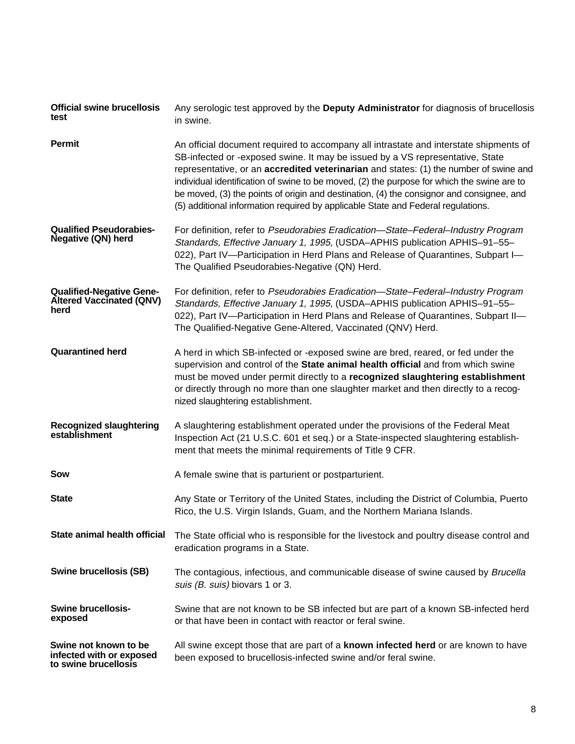| | |
|---|---|
| **Official swine brucellosis test** | Any serologic test approved by the **Deputy Administrator** for diagnosis of brucellosis in swine. |
| **Permit** | An official document required to accompany all intrastate and interstate shipments of SB-infected or -exposed swine. It may be issued by a VS representative, State representative, or an **accredited veterinarian** and states: (1) the number of swine and individual identification of swine to be moved, (2) the purpose for which the swine are to be moved, (3) the points of origin and destination, (4) the consignor and consignee, and (5) additional information required by applicable State and Federal regulations. |
| **Qualified Pseudorabies-Negative (QN) herd** | For definition, refer to *Pseudorabies Eradication—State–Federal–Industry Program Standards, Effective January 1, 1995,* (USDA–APHIS publication APHIS–91–55–022), Part IV—Participation in Herd Plans and Release of Quarantines, Subpart I—The Qualified Pseudorabies-Negative (QN) Herd. |
| **Qualified-Negative Gene-Altered Vaccinated (QNV) herd** | For definition, refer to *Pseudorabies Eradication—State–Federal–Industry Program Standards, Effective January 1, 1995,* (USDA–APHIS publication APHIS–91–55–022), Part IV—Participation in Herd Plans and Release of Quarantines, Subpart II—The Qualified-Negative Gene-Altered, Vaccinated (QNV) Herd. |
| **Quarantined herd** | A herd in which SB-infected or -exposed swine are bred, reared, or fed under the supervision and control of the **State animal health official** and from which swine must be moved under permit directly to a **recognized slaughtering establishment** or directly through no more than one slaughter market and then directly to a recognized slaughtering establishment. |
| **Recognized slaughtering establishment** | A slaughtering establishment operated under the provisions of the Federal Meat Inspection Act (21 U.S.C. 601 et seq.) or a State-inspected slaughtering establishment that meets the minimal requirements of Title 9 CFR. |
| **Sow** | A female swine that is parturient or postparturient. |
| **State** | Any State or Territory of the United States, including the District of Columbia, Puerto Rico, the U.S. Virgin Islands, Guam, and the Northern Mariana Islands. |
| **State animal health official** | The State official who is responsible for the livestock and poultry disease control and eradication programs in a State. |
| **Swine brucellosis (SB)** | The contagious, infectious, and communicable disease of swine caused by *Brucella suis (B. suis)* biovars 1 or 3. |
| **Swine brucellosis-exposed** | Swine that are not known to be SB infected but are part of a known SB-infected herd or that have been in contact with reactor or feral swine. |
| **Swine not known to be infected with or exposed to swine brucellosis** | All swine except those that are part of a **known infected herd** or are known to have been exposed to brucellosis-infected swine and/or feral swine. |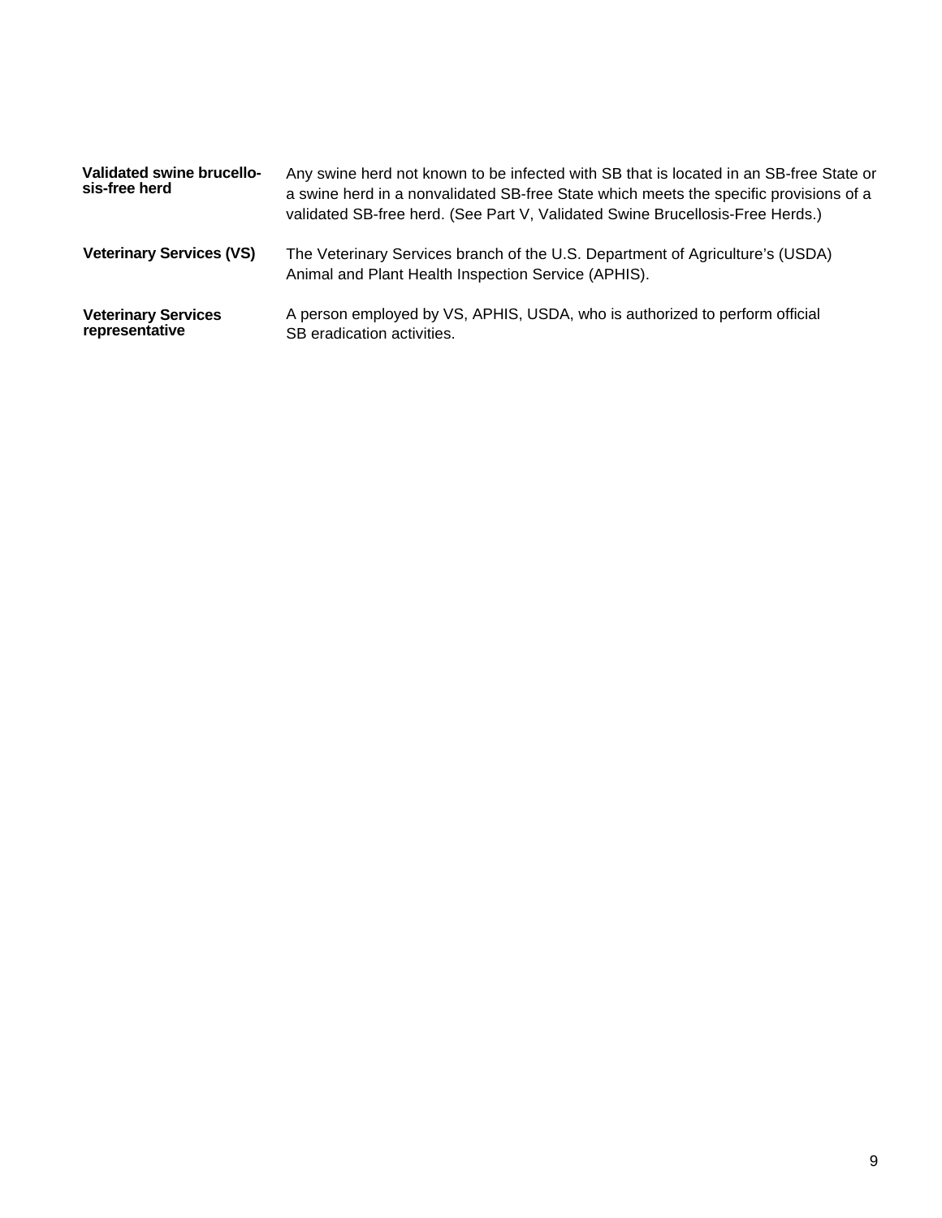**Validated swine brucellosis-free herd** — Any swine herd not known to be infected with SB that is located in an SB-free State or a swine herd in a nonvalidated SB-free State which meets the specific provisions of a validated SB-free herd. (See Part V, Validated Swine Brucellosis-Free Herds.)

**Veterinary Services (VS)** — The Veterinary Services branch of the U.S. Department of Agriculture's (USDA) Animal and Plant Health Inspection Service (APHIS).

**Veterinary Services representative** — A person employed by VS, APHIS, USDA, who is authorized to perform official SB eradication activities.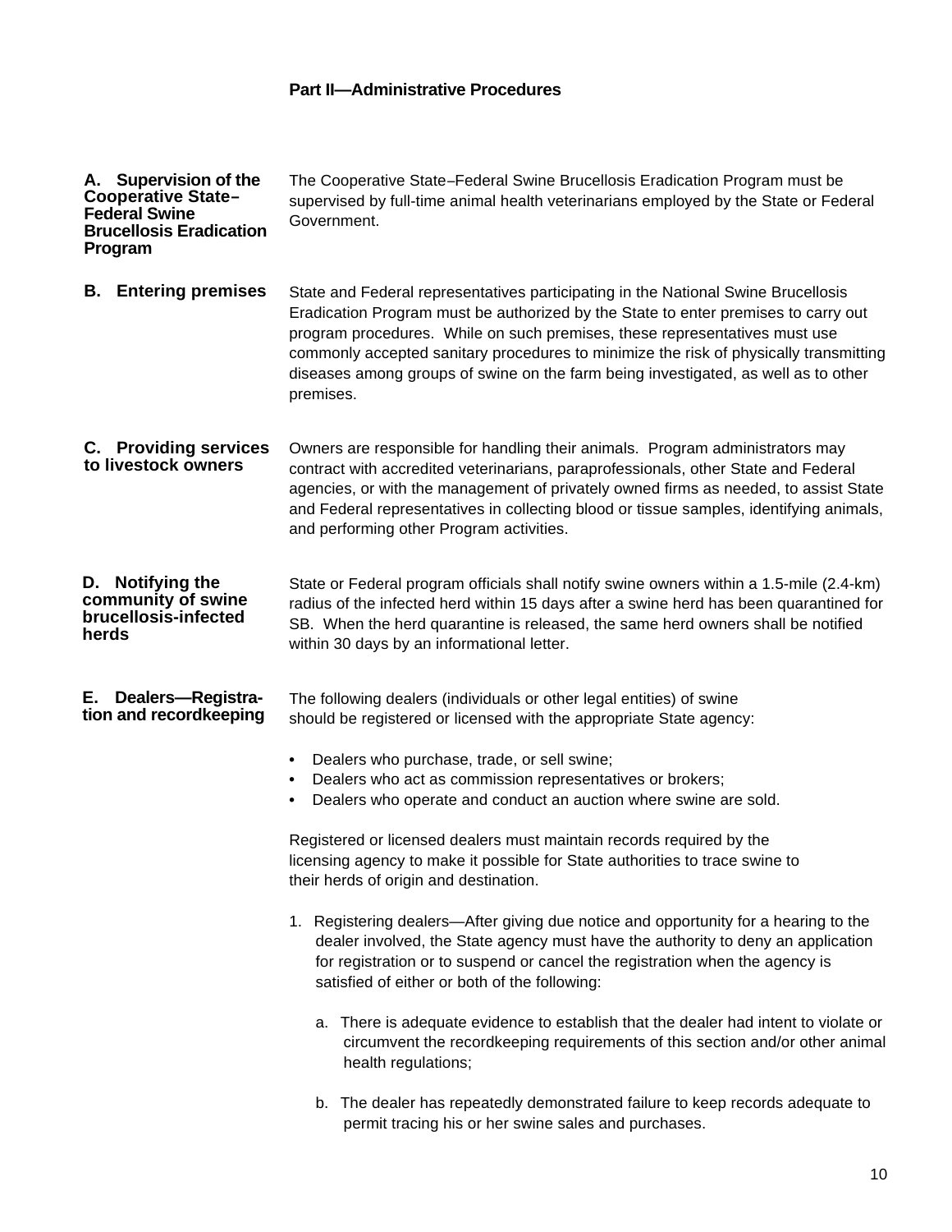# Part II—Administrative Procedures

### A. Supervision of the Cooperative State–Federal Swine Brucellosis Eradication Program

The Cooperative State–Federal Swine Brucellosis Eradication Program must be supervised by full-time animal health veterinarians employed by the State or Federal Government.

### B. Entering premises

State and Federal representatives participating in the National Swine Brucellosis Eradication Program must be authorized by the State to enter premises to carry out program procedures. While on such premises, these representatives must use commonly accepted sanitary procedures to minimize the risk of physically transmitting diseases among groups of swine on the farm being investigated, as well as to other premises.

### C. Providing services to livestock owners

Owners are responsible for handling their animals. Program administrators may contract with accredited veterinarians, paraprofessionals, other State and Federal agencies, or with the management of privately owned firms as needed, to assist State and Federal representatives in collecting blood or tissue samples, identifying animals, and performing other Program activities.

### D. Notifying the community of swine brucellosis-infected herds

State or Federal program officials shall notify swine owners within a 1.5-mile (2.4-km) radius of the infected herd within 15 days after a swine herd has been quarantined for SB. When the herd quarantine is released, the same herd owners shall be notified within 30 days by an informational letter.

### E. Dealers—Registration and recordkeeping

The following dealers (individuals or other legal entities) of swine should be registered or licensed with the appropriate State agency:

- Dealers who purchase, trade, or sell swine;
- Dealers who act as commission representatives or brokers;
- Dealers who operate and conduct an auction where swine are sold.

Registered or licensed dealers must maintain records required by the licensing agency to make it possible for State authorities to trace swine to their herds of origin and destination.

1. Registering dealers—After giving due notice and opportunity for a hearing to the dealer involved, the State agency must have the authority to deny an application for registration or to suspend or cancel the registration when the agency is satisfied of either or both of the following:

   a. There is adequate evidence to establish that the dealer had intent to violate or circumvent the recordkeeping requirements of this section and/or other animal health regulations;

   b. The dealer has repeatedly demonstrated failure to keep records adequate to permit tracing his or her swine sales and purchases.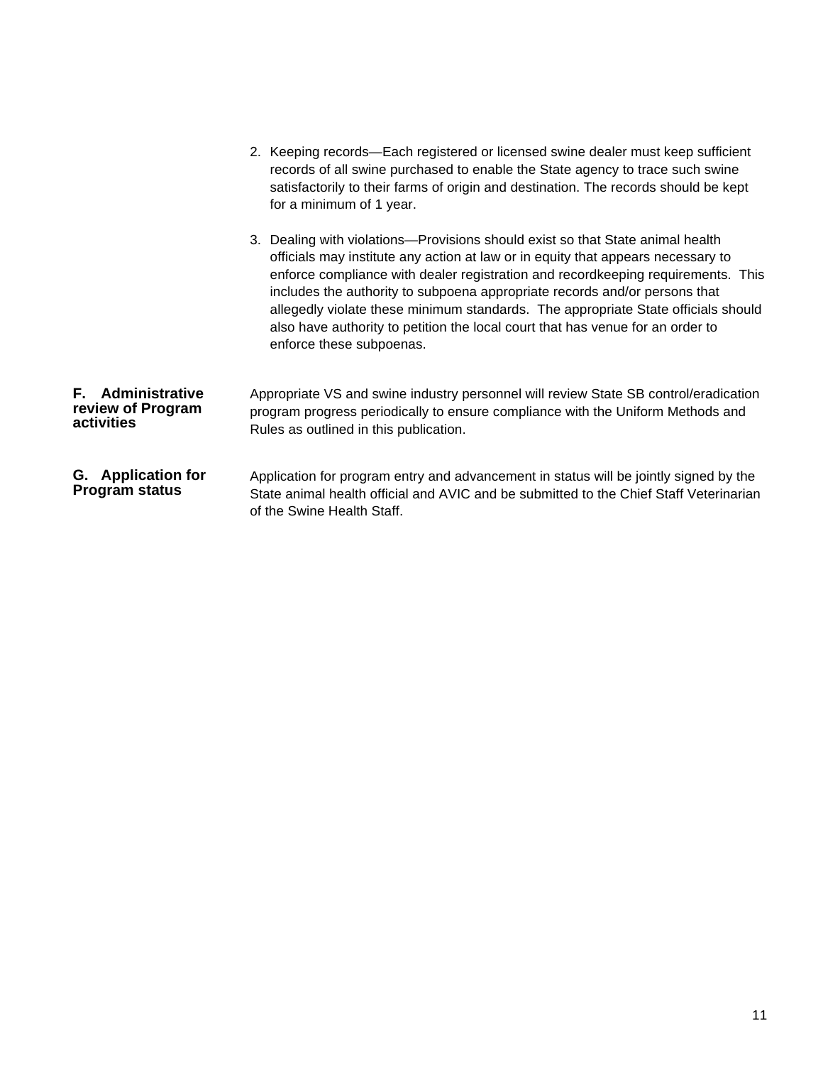2. Keeping records—Each registered or licensed swine dealer must keep sufficient records of all swine purchased to enable the State agency to trace such swine satisfactorily to their farms of origin and destination. The records should be kept for a minimum of 1 year.

3. Dealing with violations—Provisions should exist so that State animal health officials may institute any action at law or in equity that appears necessary to enforce compliance with dealer registration and recordkeeping requirements. This includes the authority to subpoena appropriate records and/or persons that allegedly violate these minimum standards. The appropriate State officials should also have authority to petition the local court that has venue for an order to enforce these subpoenas.

### F. Administrative review of Program activities

Appropriate VS and swine industry personnel will review State SB control/eradication program progress periodically to ensure compliance with the Uniform Methods and Rules as outlined in this publication.

### G. Application for Program status

Application for program entry and advancement in status will be jointly signed by the State animal health official and AVIC and be submitted to the Chief Staff Veterinarian of the Swine Health Staff.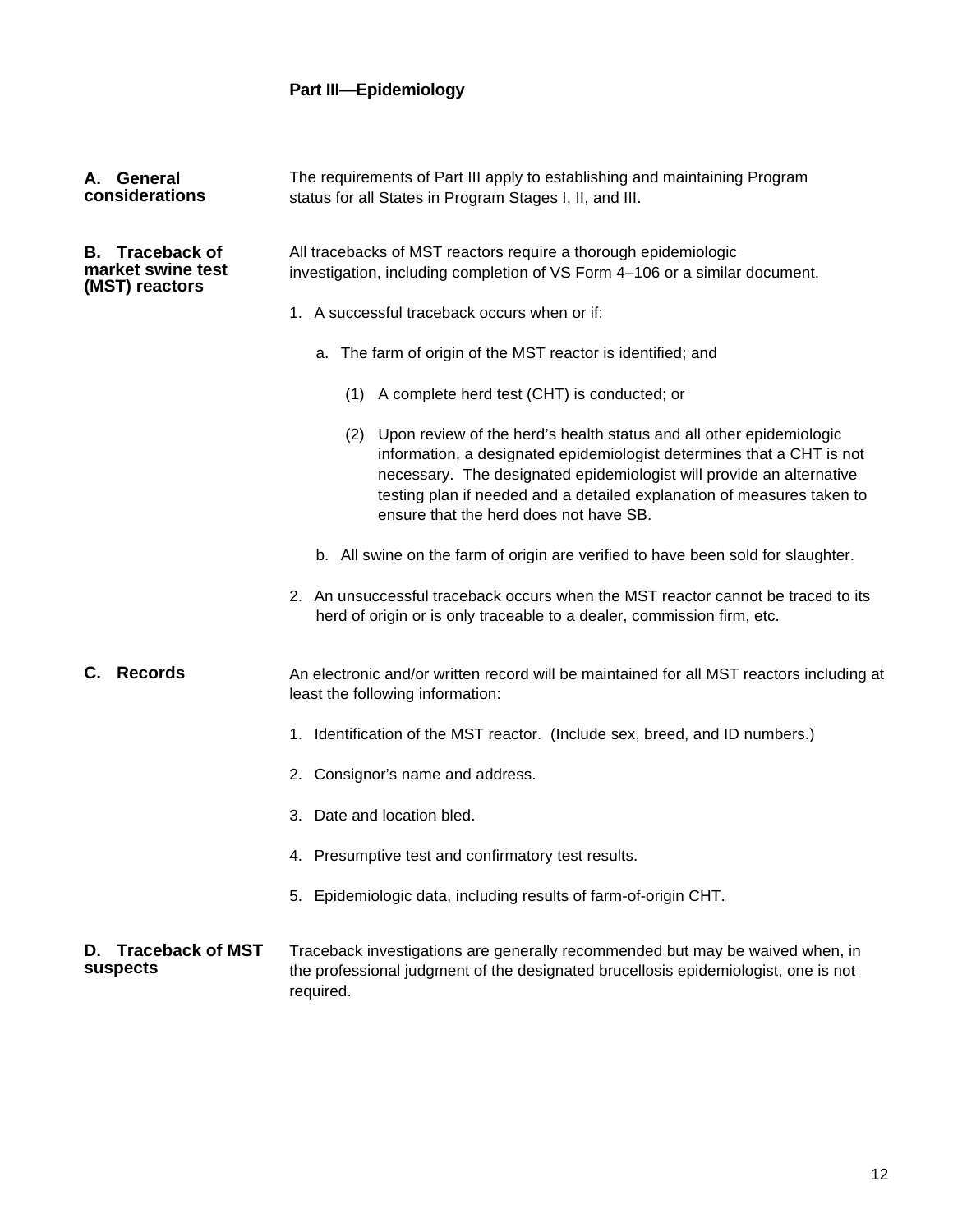# Part III—Epidemiology

## A. General considerations

The requirements of Part III apply to establishing and maintaining Program status for all States in Program Stages I, II, and III.

## B. Traceback of market swine test (MST) reactors

All tracebacks of MST reactors require a thorough epidemiologic investigation, including completion of VS Form 4–106 or a similar document.

1. A successful traceback occurs when or if:

   a. The farm of origin of the MST reactor is identified; and

      (1) A complete herd test (CHT) is conducted; or

      (2) Upon review of the herd's health status and all other epidemiologic information, a designated epidemiologist determines that a CHT is not necessary. The designated epidemiologist will provide an alternative testing plan if needed and a detailed explanation of measures taken to ensure that the herd does not have SB.

   b. All swine on the farm of origin are verified to have been sold for slaughter.

2. An unsuccessful traceback occurs when the MST reactor cannot be traced to its herd of origin or is only traceable to a dealer, commission firm, etc.

## C. Records

An electronic and/or written record will be maintained for all MST reactors including at least the following information:

1. Identification of the MST reactor. (Include sex, breed, and ID numbers.)
2. Consignor's name and address.
3. Date and location bled.
4. Presumptive test and confirmatory test results.
5. Epidemiologic data, including results of farm-of-origin CHT.

## D. Traceback of MST suspects

Traceback investigations are generally recommended but may be waived when, in the professional judgment of the designated brucellosis epidemiologist, one is not required.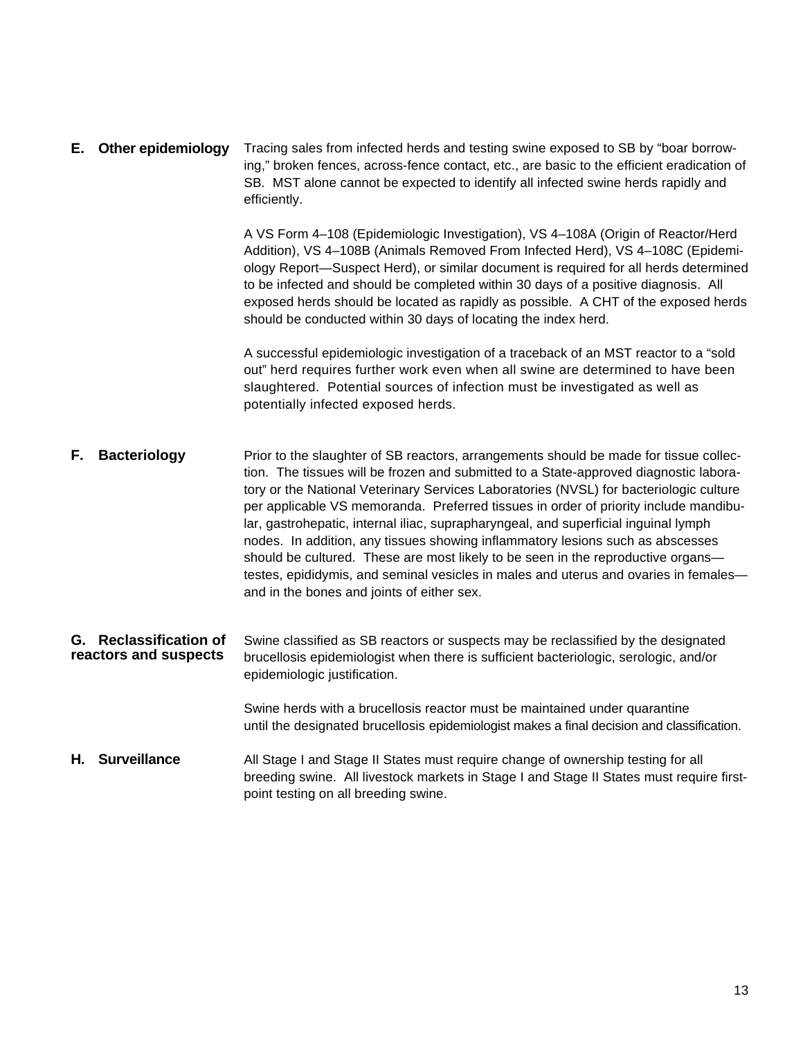### E. Other epidemiology

Tracing sales from infected herds and testing swine exposed to SB by “boar borrowing,” broken fences, across-fence contact, etc., are basic to the efficient eradication of SB. MST alone cannot be expected to identify all infected swine herds rapidly and efficiently.

A VS Form 4–108 (Epidemiologic Investigation), VS 4–108A (Origin of Reactor/Herd Addition), VS 4–108B (Animals Removed From Infected Herd), VS 4–108C (Epidemiology Report—Suspect Herd), or similar document is required for all herds determined to be infected and should be completed within 30 days of a positive diagnosis. All exposed herds should be located as rapidly as possible. A CHT of the exposed herds should be conducted within 30 days of locating the index herd.

A successful epidemiologic investigation of a traceback of an MST reactor to a “sold out” herd requires further work even when all swine are determined to have been slaughtered. Potential sources of infection must be investigated as well as potentially infected exposed herds.

### F. Bacteriology

Prior to the slaughter of SB reactors, arrangements should be made for tissue collection. The tissues will be frozen and submitted to a State-approved diagnostic laboratory or the National Veterinary Services Laboratories (NVSL) for bacteriologic culture per applicable VS memoranda. Preferred tissues in order of priority include mandibular, gastrohepatic, internal iliac, suprapharyngeal, and superficial inguinal lymph nodes. In addition, any tissues showing inflammatory lesions such as abscesses should be cultured. These are most likely to be seen in the reproductive organs—testes, epididymis, and seminal vesicles in males and uterus and ovaries in females—and in the bones and joints of either sex.

### G. Reclassification of reactors and suspects

Swine classified as SB reactors or suspects may be reclassified by the designated brucellosis epidemiologist when there is sufficient bacteriologic, serologic, and/or epidemiologic justification.

Swine herds with a brucellosis reactor must be maintained under quarantine until the designated brucellosis epidemiologist makes a final decision and classification.

### H. Surveillance

All Stage I and Stage II States must require change of ownership testing for all breeding swine. All livestock markets in Stage I and Stage II States must require first-point testing on all breeding swine.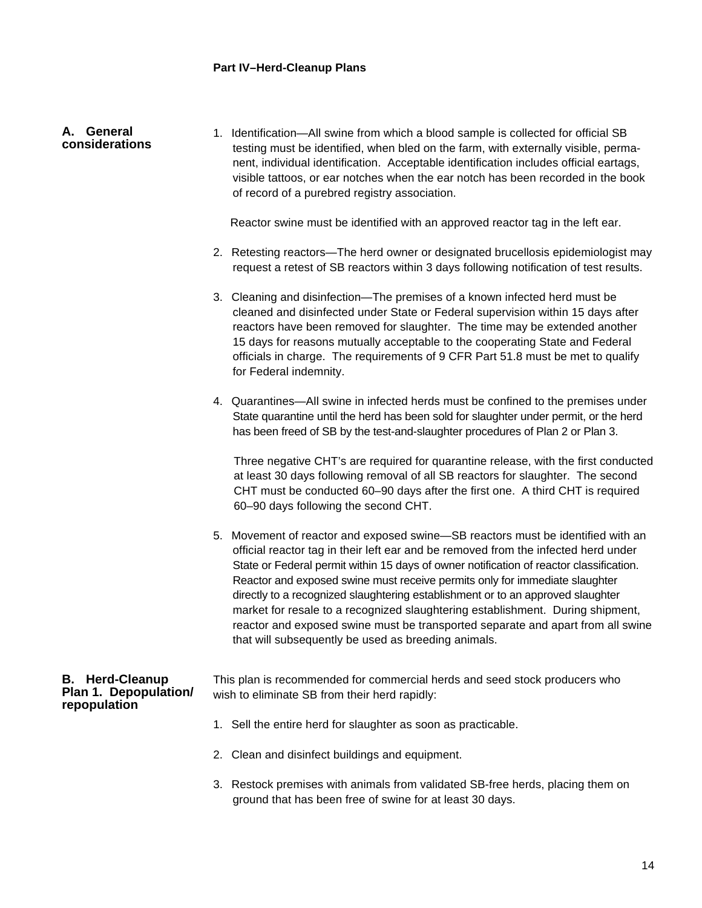## Part IV–Herd-Cleanup Plans

### A. General considerations

1. Identification—All swine from which a blood sample is collected for official SB testing must be identified, when bled on the farm, with externally visible, permanent, individual identification. Acceptable identification includes official eartags, visible tattoos, or ear notches when the ear notch has been recorded in the book of record of a purebred registry association.

   Reactor swine must be identified with an approved reactor tag in the left ear.

2. Retesting reactors—The herd owner or designated brucellosis epidemiologist may request a retest of SB reactors within 3 days following notification of test results.

3. Cleaning and disinfection—The premises of a known infected herd must be cleaned and disinfected under State or Federal supervision within 15 days after reactors have been removed for slaughter. The time may be extended another 15 days for reasons mutually acceptable to the cooperating State and Federal officials in charge. The requirements of 9 CFR Part 51.8 must be met to qualify for Federal indemnity.

4. Quarantines—All swine in infected herds must be confined to the premises under State quarantine until the herd has been sold for slaughter under permit, or the herd has been freed of SB by the test-and-slaughter procedures of Plan 2 or Plan 3.

   Three negative CHT's are required for quarantine release, with the first conducted at least 30 days following removal of all SB reactors for slaughter. The second CHT must be conducted 60–90 days after the first one. A third CHT is required 60–90 days following the second CHT.

5. Movement of reactor and exposed swine—SB reactors must be identified with an official reactor tag in their left ear and be removed from the infected herd under State or Federal permit within 15 days of owner notification of reactor classification. Reactor and exposed swine must receive permits only for immediate slaughter directly to a recognized slaughtering establishment or to an approved slaughter market for resale to a recognized slaughtering establishment. During shipment, reactor and exposed swine must be transported separate and apart from all swine that will subsequently be used as breeding animals.

### B. Herd-Cleanup Plan 1. Depopulation/repopulation

This plan is recommended for commercial herds and seed stock producers who wish to eliminate SB from their herd rapidly:

1. Sell the entire herd for slaughter as soon as practicable.

2. Clean and disinfect buildings and equipment.

3. Restock premises with animals from validated SB-free herds, placing them on ground that has been free of swine for at least 30 days.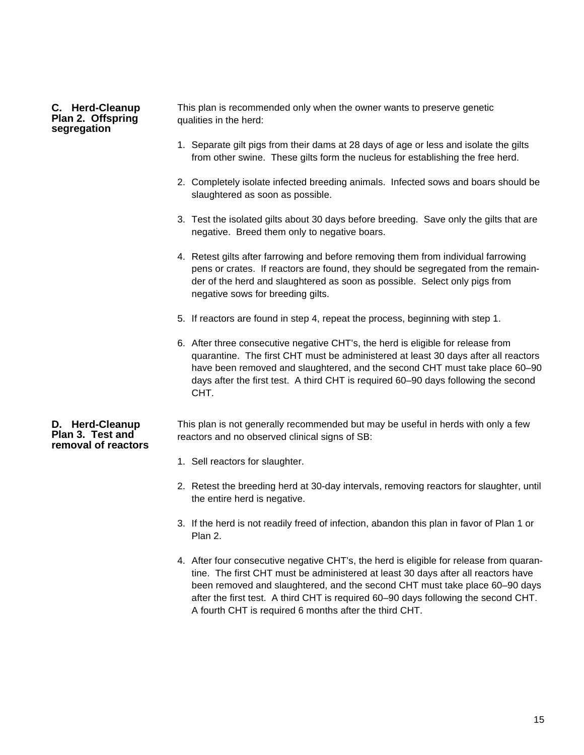### C. Herd-Cleanup Plan 2. Offspring segregation

This plan is recommended only when the owner wants to preserve genetic qualities in the herd:

1. Separate gilt pigs from their dams at 28 days of age or less and isolate the gilts from other swine. These gilts form the nucleus for establishing the free herd.

2. Completely isolate infected breeding animals. Infected sows and boars should be slaughtered as soon as possible.

3. Test the isolated gilts about 30 days before breeding. Save only the gilts that are negative. Breed them only to negative boars.

4. Retest gilts after farrowing and before removing them from individual farrowing pens or crates. If reactors are found, they should be segregated from the remainder of the herd and slaughtered as soon as possible. Select only pigs from negative sows for breeding gilts.

5. If reactors are found in step 4, repeat the process, beginning with step 1.

6. After three consecutive negative CHT's, the herd is eligible for release from quarantine. The first CHT must be administered at least 30 days after all reactors have been removed and slaughtered, and the second CHT must take place 60–90 days after the first test. A third CHT is required 60–90 days following the second CHT.

### D. Herd-Cleanup Plan 3. Test and removal of reactors

This plan is not generally recommended but may be useful in herds with only a few reactors and no observed clinical signs of SB:

1. Sell reactors for slaughter.

2. Retest the breeding herd at 30-day intervals, removing reactors for slaughter, until the entire herd is negative.

3. If the herd is not readily freed of infection, abandon this plan in favor of Plan 1 or Plan 2.

4. After four consecutive negative CHT's, the herd is eligible for release from quarantine. The first CHT must be administered at least 30 days after all reactors have been removed and slaughtered, and the second CHT must take place 60–90 days after the first test. A third CHT is required 60–90 days following the second CHT. A fourth CHT is required 6 months after the third CHT.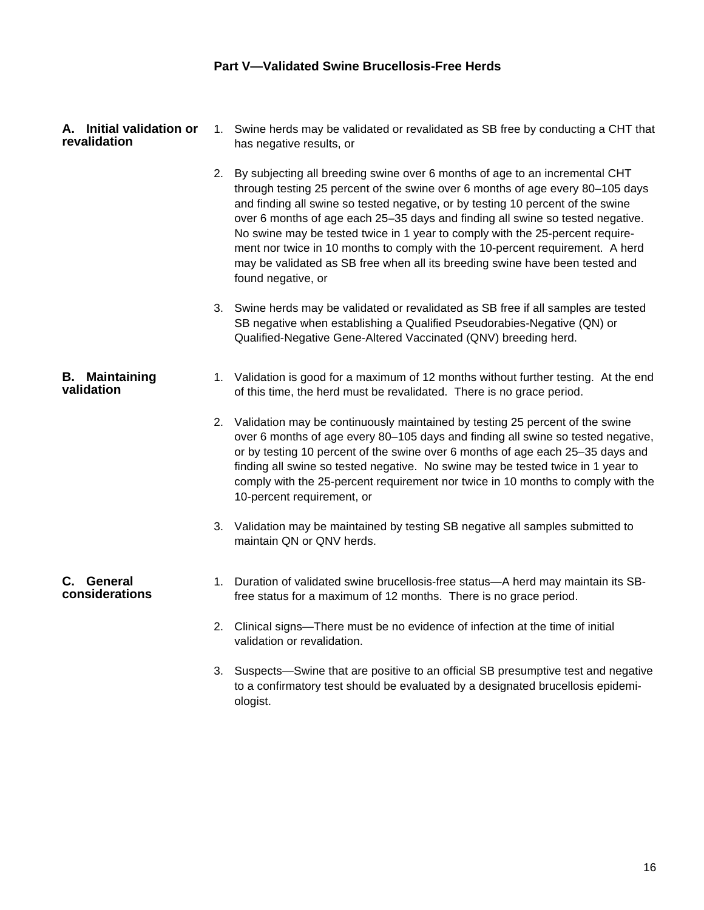# Part V—Validated Swine Brucellosis-Free Herds

## A. Initial validation or revalidation

1. Swine herds may be validated or revalidated as SB free by conducting a CHT that has negative results, or

2. By subjecting all breeding swine over 6 months of age to an incremental CHT through testing 25 percent of the swine over 6 months of age every 80–105 days and finding all swine so tested negative, or by testing 10 percent of the swine over 6 months of age each 25–35 days and finding all swine so tested negative. No swine may be tested twice in 1 year to comply with the 25-percent requirement nor twice in 10 months to comply with the 10-percent requirement. A herd may be validated as SB free when all its breeding swine have been tested and found negative, or

3. Swine herds may be validated or revalidated as SB free if all samples are tested SB negative when establishing a Qualified Pseudorabies-Negative (QN) or Qualified-Negative Gene-Altered Vaccinated (QNV) breeding herd.

## B. Maintaining validation

1. Validation is good for a maximum of 12 months without further testing. At the end of this time, the herd must be revalidated. There is no grace period.

2. Validation may be continuously maintained by testing 25 percent of the swine over 6 months of age every 80–105 days and finding all swine so tested negative, or by testing 10 percent of the swine over 6 months of age each 25–35 days and finding all swine so tested negative. No swine may be tested twice in 1 year to comply with the 25-percent requirement nor twice in 10 months to comply with the 10-percent requirement, or

3. Validation may be maintained by testing SB negative all samples submitted to maintain QN or QNV herds.

## C. General considerations

1. Duration of validated swine brucellosis-free status—A herd may maintain its SB-free status for a maximum of 12 months. There is no grace period.

2. Clinical signs—There must be no evidence of infection at the time of initial validation or revalidation.

3. Suspects—Swine that are positive to an official SB presumptive test and negative to a confirmatory test should be evaluated by a designated brucellosis epidemiologist.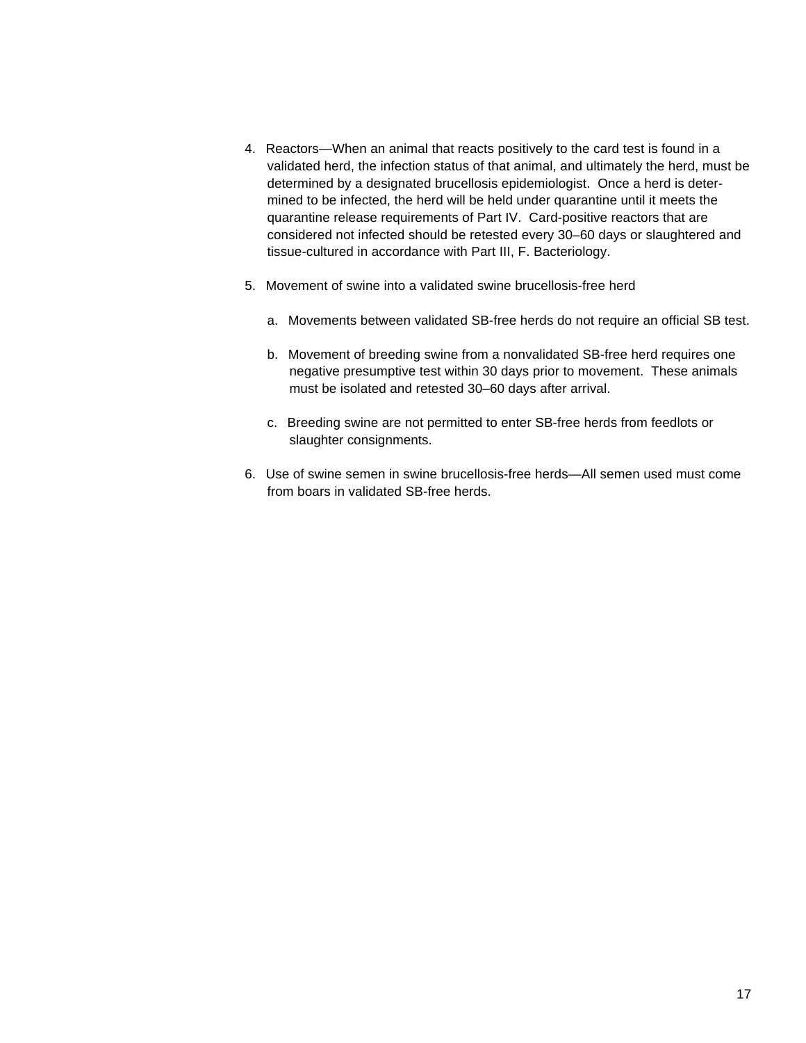4. Reactors—When an animal that reacts positively to the card test is found in a validated herd, the infection status of that animal, and ultimately the herd, must be determined by a designated brucellosis epidemiologist. Once a herd is determined to be infected, the herd will be held under quarantine until it meets the quarantine release requirements of Part IV. Card-positive reactors that are considered not infected should be retested every 30–60 days or slaughtered and tissue-cultured in accordance with Part III, F. Bacteriology.

5. Movement of swine into a validated swine brucellosis-free herd

   a. Movements between validated SB-free herds do not require an official SB test.

   b. Movement of breeding swine from a nonvalidated SB-free herd requires one negative presumptive test within 30 days prior to movement. These animals must be isolated and retested 30–60 days after arrival.

   c. Breeding swine are not permitted to enter SB-free herds from feedlots or slaughter consignments.

6. Use of swine semen in swine brucellosis-free herds—All semen used must come from boars in validated SB-free herds.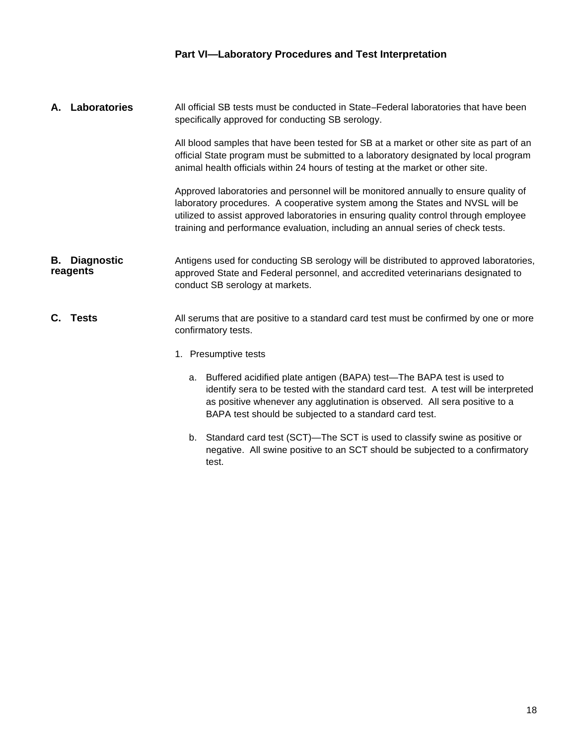# Part VI—Laboratory Procedures and Test Interpretation

## A. Laboratories

All official SB tests must be conducted in State–Federal laboratories that have been specifically approved for conducting SB serology.

All blood samples that have been tested for SB at a market or other site as part of an official State program must be submitted to a laboratory designated by local program animal health officials within 24 hours of testing at the market or other site.

Approved laboratories and personnel will be monitored annually to ensure quality of laboratory procedures. A cooperative system among the States and NVSL will be utilized to assist approved laboratories in ensuring quality control through employee training and performance evaluation, including an annual series of check tests.

## B. Diagnostic reagents

Antigens used for conducting SB serology will be distributed to approved laboratories, approved State and Federal personnel, and accredited veterinarians designated to conduct SB serology at markets.

## C. Tests

All serums that are positive to a standard card test must be confirmed by one or more confirmatory tests.

1. Presumptive tests

   a. Buffered acidified plate antigen (BAPA) test—The BAPA test is used to identify sera to be tested with the standard card test. A test will be interpreted as positive whenever any agglutination is observed. All sera positive to a BAPA test should be subjected to a standard card test.

   b. Standard card test (SCT)—The SCT is used to classify swine as positive or negative. All swine positive to an SCT should be subjected to a confirmatory test.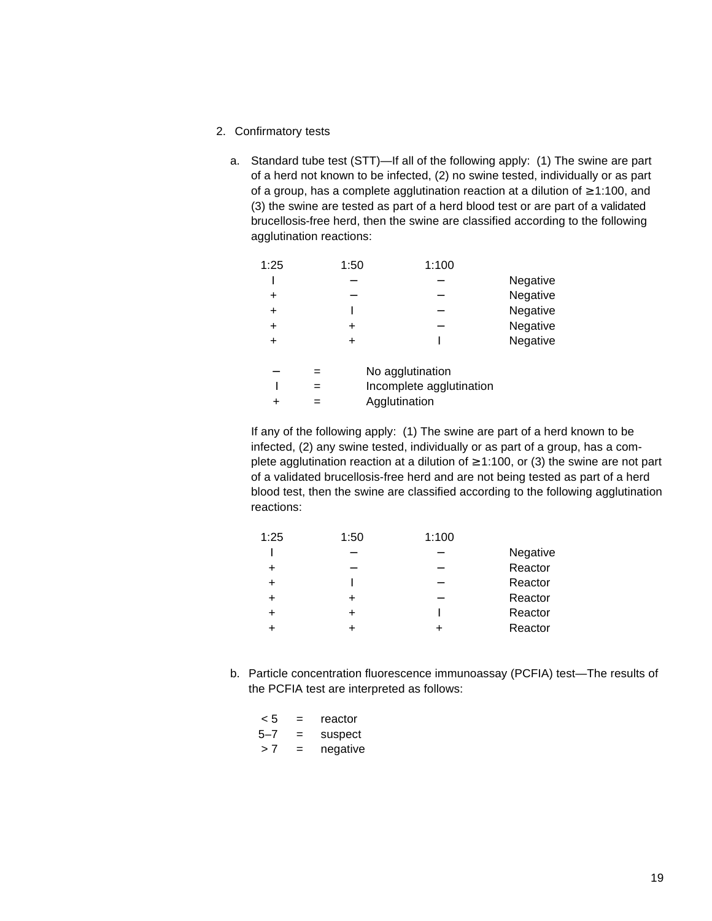2. Confirmatory tests

   a. Standard tube test (STT)—If all of the following apply: (1) The swine are part of a herd not known to be infected, (2) no swine tested, individually or as part of a group, has a complete agglutination reaction at a dilution of ≥1:100, and (3) the swine are tested as part of a herd blood test or are part of a validated brucellosis-free herd, then the swine are classified according to the following agglutination reactions:

| 1:25 | 1:50 | 1:100 | |
|---|---|---|---|
| I | – | – | Negative |
| + | – | – | Negative |
| + | I | – | Negative |
| + | + | – | Negative |
| + | + | I | Negative |

| | | |
|---|---|---|
| – | = | No agglutination |
| I | = | Incomplete agglutination |
| + | = | Agglutination |

   If any of the following apply: (1) The swine are part of a herd known to be infected, (2) any swine tested, individually or as part of a group, has a complete agglutination reaction at a dilution of ≥1:100, or (3) the swine are not part of a validated brucellosis-free herd and are not being tested as part of a herd blood test, then the swine are classified according to the following agglutination reactions:

| 1:25 | 1:50 | 1:100 | |
|---|---|---|---|
| I | – | – | Negative |
| + | – | – | Reactor |
| + | I | – | Reactor |
| + | + | – | Reactor |
| + | + | I | Reactor |
| + | + | + | Reactor |

   b. Particle concentration fluorescence immunoassay (PCFIA) test—The results of the PCFIA test are interpreted as follows:

| | | |
|---|---|---|
| < 5 | = | reactor |
| 5–7 | = | suspect |
| > 7 | = | negative |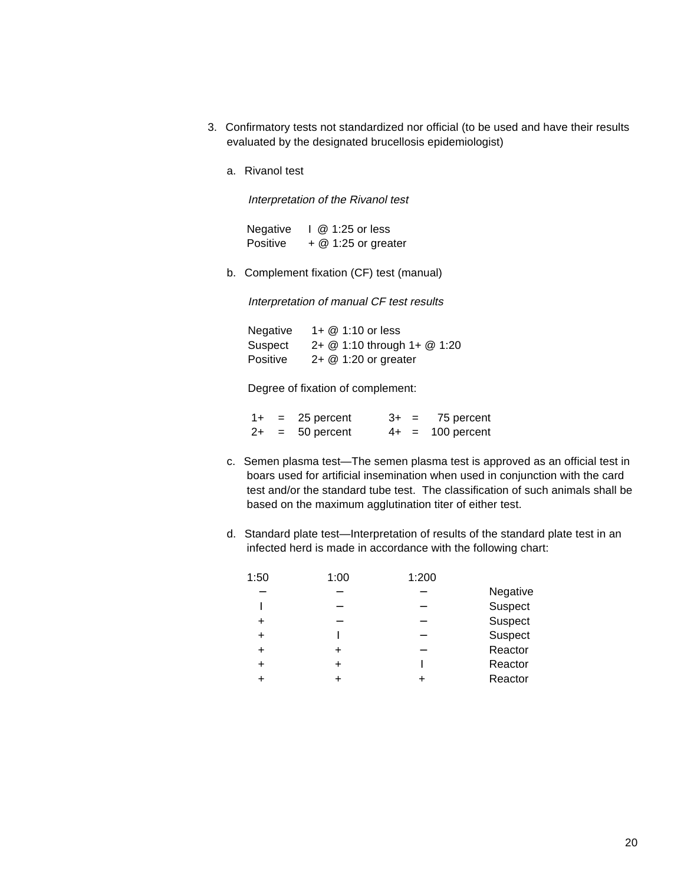3. Confirmatory tests not standardized nor official (to be used and have their results evaluated by the designated brucellosis epidemiologist)

   a. Rivanol test

      *Interpretation of the Rivanol test*

      | | |
      |---|---|
      | Negative | I @ 1:25 or less |
      | Positive | + @ 1:25 or greater |

   b. Complement fixation (CF) test (manual)

      *Interpretation of manual CF test results*

      | | |
      |---|---|
      | Negative | 1+ @ 1:10 or less |
      | Suspect | 2+ @ 1:10 through 1+ @ 1:20 |
      | Positive | 2+ @ 1:20 or greater |

      Degree of fixation of complement:

      | | | | | | |
      |---|---|---|---|---|---|
      | 1+ | = | 25 percent | 3+ | = | 75 percent |
      | 2+ | = | 50 percent | 4+ | = | 100 percent |

   c. Semen plasma test—The semen plasma test is approved as an official test in boars used for artificial insemination when used in conjunction with the card test and/or the standard tube test. The classification of such animals shall be based on the maximum agglutination titer of either test.

   d. Standard plate test—Interpretation of results of the standard plate test in an infected herd is made in accordance with the following chart:

      | 1:50 | 1:00 | 1:200 | |
      |---|---|---|---|
      | – | – | – | Negative |
      | I | – | – | Suspect |
      | + | – | – | Suspect |
      | + | I | – | Suspect |
      | + | + | – | Reactor |
      | + | + | I | Reactor |
      | + | + | + | Reactor |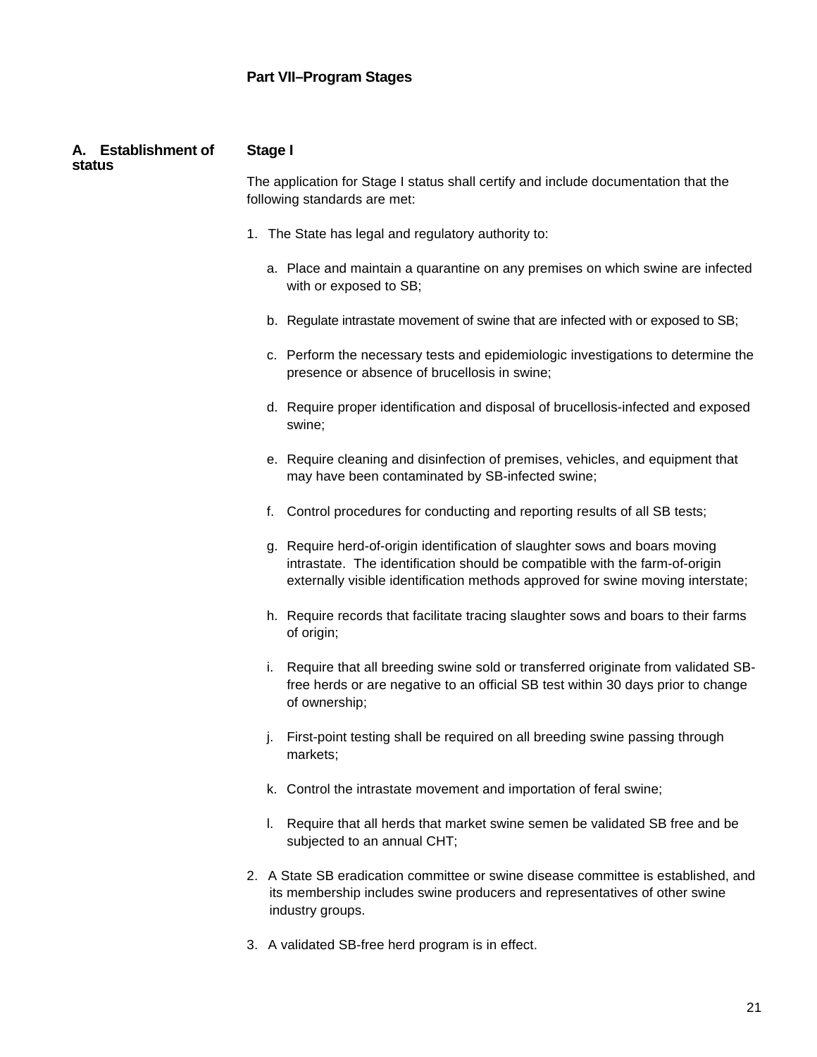## Part VII–Program Stages

### A. Establishment of status

**Stage I**

The application for Stage I status shall certify and include documentation that the following standards are met:

1. The State has legal and regulatory authority to:

   a. Place and maintain a quarantine on any premises on which swine are infected with or exposed to SB;

   b. Regulate intrastate movement of swine that are infected with or exposed to SB;

   c. Perform the necessary tests and epidemiologic investigations to determine the presence or absence of brucellosis in swine;

   d. Require proper identification and disposal of brucellosis-infected and exposed swine;

   e. Require cleaning and disinfection of premises, vehicles, and equipment that may have been contaminated by SB-infected swine;

   f. Control procedures for conducting and reporting results of all SB tests;

   g. Require herd-of-origin identification of slaughter sows and boars moving intrastate. The identification should be compatible with the farm-of-origin externally visible identification methods approved for swine moving interstate;

   h. Require records that facilitate tracing slaughter sows and boars to their farms of origin;

   i. Require that all breeding swine sold or transferred originate from validated SB-free herds or are negative to an official SB test within 30 days prior to change of ownership;

   j. First-point testing shall be required on all breeding swine passing through markets;

   k. Control the intrastate movement and importation of feral swine;

   l. Require that all herds that market swine semen be validated SB free and be subjected to an annual CHT;

2. A State SB eradication committee or swine disease committee is established, and its membership includes swine producers and representatives of other swine industry groups.

3. A validated SB-free herd program is in effect.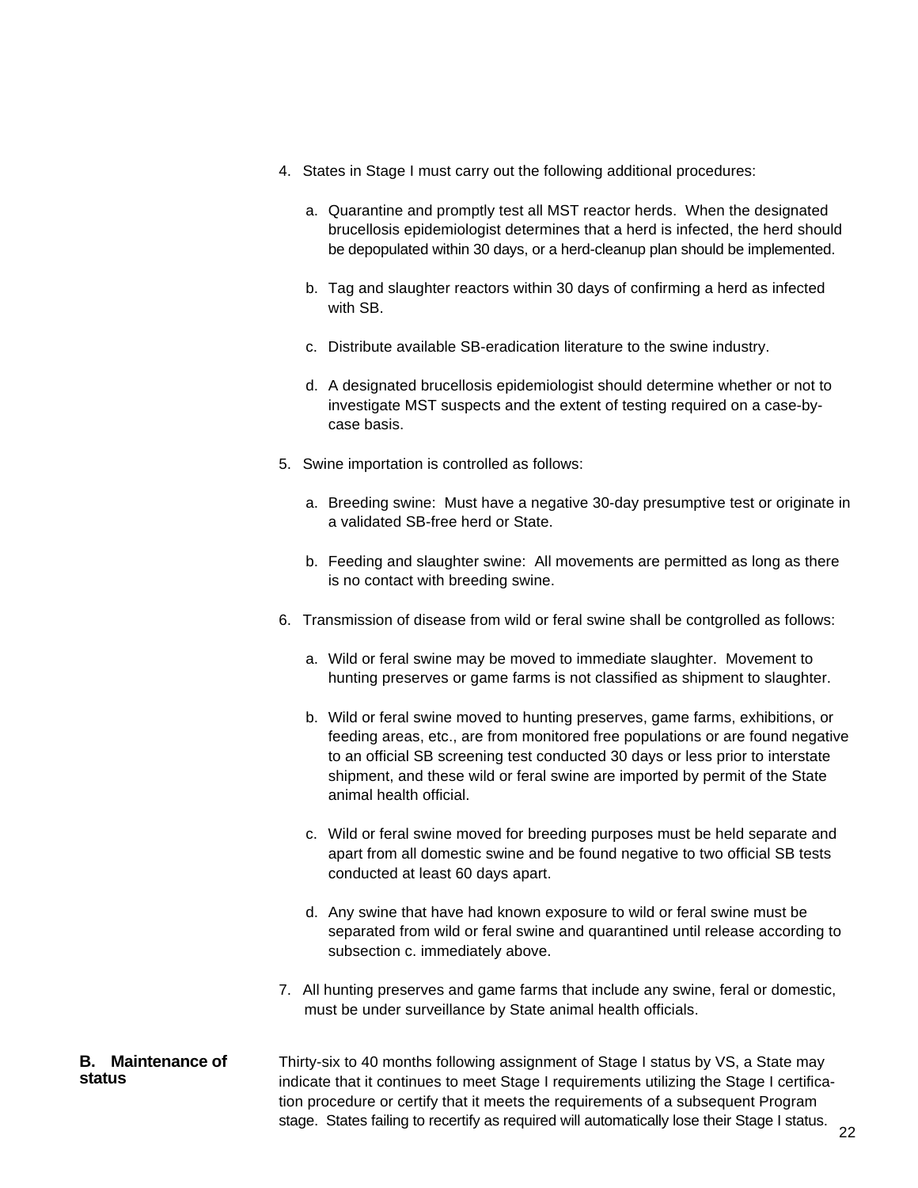4. States in Stage I must carry out the following additional procedures:

   a. Quarantine and promptly test all MST reactor herds. When the designated brucellosis epidemiologist determines that a herd is infected, the herd should be depopulated within 30 days, or a herd-cleanup plan should be implemented.

   b. Tag and slaughter reactors within 30 days of confirming a herd as infected with SB.

   c. Distribute available SB-eradication literature to the swine industry.

   d. A designated brucellosis epidemiologist should determine whether or not to investigate MST suspects and the extent of testing required on a case-by-case basis.

5. Swine importation is controlled as follows:

   a. Breeding swine: Must have a negative 30-day presumptive test or originate in a validated SB-free herd or State.

   b. Feeding and slaughter swine: All movements are permitted as long as there is no contact with breeding swine.

6. Transmission of disease from wild or feral swine shall be contgrolled as follows:

   a. Wild or feral swine may be moved to immediate slaughter. Movement to hunting preserves or game farms is not classified as shipment to slaughter.

   b. Wild or feral swine moved to hunting preserves, game farms, exhibitions, or feeding areas, etc., are from monitored free populations or are found negative to an official SB screening test conducted 30 days or less prior to interstate shipment, and these wild or feral swine are imported by permit of the State animal health official.

   c. Wild or feral swine moved for breeding purposes must be held separate and apart from all domestic swine and be found negative to two official SB tests conducted at least 60 days apart.

   d. Any swine that have had known exposure to wild or feral swine must be separated from wild or feral swine and quarantined until release according to subsection c. immediately above.

7. All hunting preserves and game farms that include any swine, feral or domestic, must be under surveillance by State animal health officials.

**B. Maintenance of status**

Thirty-six to 40 months following assignment of Stage I status by VS, a State may indicate that it continues to meet Stage I requirements utilizing the Stage I certification procedure or certify that it meets the requirements of a subsequent Program stage. States failing to recertify as required will automatically lose their Stage I status.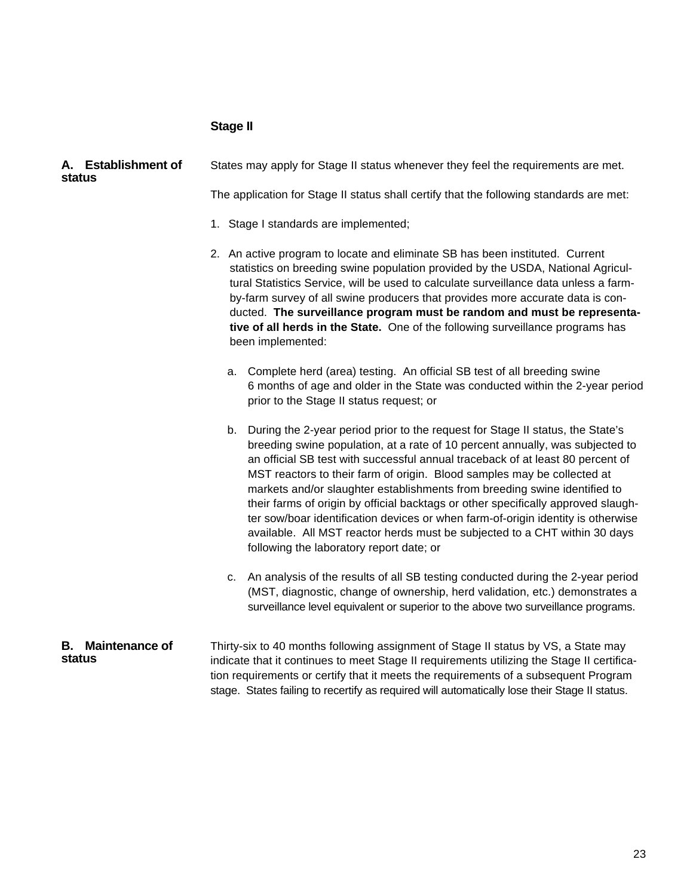## Stage II

### A. Establishment of status

States may apply for Stage II status whenever they feel the requirements are met.

The application for Stage II status shall certify that the following standards are met:

1. Stage I standards are implemented;

2. An active program to locate and eliminate SB has been instituted. Current statistics on breeding swine population provided by the USDA, National Agricultural Statistics Service, will be used to calculate surveillance data unless a farm-by-farm survey of all swine producers that provides more accurate data is conducted. **The surveillance program must be random and must be representative of all herds in the State.** One of the following surveillance programs has been implemented:

   a. Complete herd (area) testing. An official SB test of all breeding swine 6 months of age and older in the State was conducted within the 2-year period prior to the Stage II status request; or

   b. During the 2-year period prior to the request for Stage II status, the State's breeding swine population, at a rate of 10 percent annually, was subjected to an official SB test with successful annual traceback of at least 80 percent of MST reactors to their farm of origin. Blood samples may be collected at markets and/or slaughter establishments from breeding swine identified to their farms of origin by official backtags or other specifically approved slaughter sow/boar identification devices or when farm-of-origin identity is otherwise available. All MST reactor herds must be subjected to a CHT within 30 days following the laboratory report date; or

   c. An analysis of the results of all SB testing conducted during the 2-year period (MST, diagnostic, change of ownership, herd validation, etc.) demonstrates a surveillance level equivalent or superior to the above two surveillance programs.

### B. Maintenance of status

Thirty-six to 40 months following assignment of Stage II status by VS, a State may indicate that it continues to meet Stage II requirements utilizing the Stage II certification requirements or certify that it meets the requirements of a subsequent Program stage. States failing to recertify as required will automatically lose their Stage II status.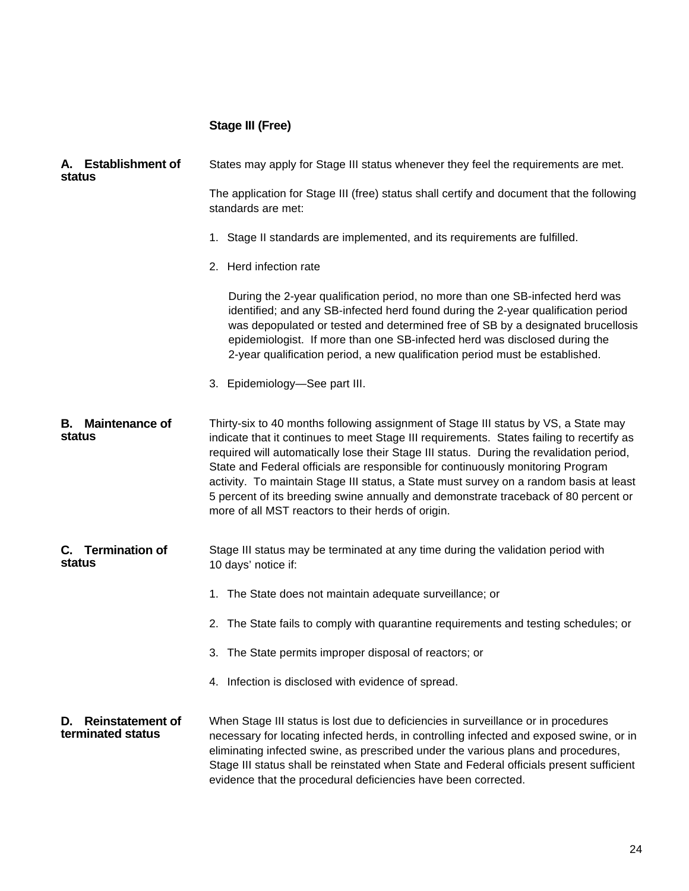## Stage III (Free)

### A. Establishment of status

States may apply for Stage III status whenever they feel the requirements are met.

The application for Stage III (free) status shall certify and document that the following standards are met:

1. Stage II standards are implemented, and its requirements are fulfilled.

2. Herd infection rate

   During the 2-year qualification period, no more than one SB-infected herd was identified; and any SB-infected herd found during the 2-year qualification period was depopulated or tested and determined free of SB by a designated brucellosis epidemiologist. If more than one SB-infected herd was disclosed during the 2-year qualification period, a new qualification period must be established.

3. Epidemiology—See part III.

### B. Maintenance of status

Thirty-six to 40 months following assignment of Stage III status by VS, a State may indicate that it continues to meet Stage III requirements. States failing to recertify as required will automatically lose their Stage III status. During the revalidation period, State and Federal officials are responsible for continuously monitoring Program activity. To maintain Stage III status, a State must survey on a random basis at least 5 percent of its breeding swine annually and demonstrate traceback of 80 percent or more of all MST reactors to their herds of origin.

### C. Termination of status

Stage III status may be terminated at any time during the validation period with 10 days' notice if:

1. The State does not maintain adequate surveillance; or

2. The State fails to comply with quarantine requirements and testing schedules; or

3. The State permits improper disposal of reactors; or

4. Infection is disclosed with evidence of spread.

### D. Reinstatement of terminated status

When Stage III status is lost due to deficiencies in surveillance or in procedures necessary for locating infected herds, in controlling infected and exposed swine, or in eliminating infected swine, as prescribed under the various plans and procedures, Stage III status shall be reinstated when State and Federal officials present sufficient evidence that the procedural deficiencies have been corrected.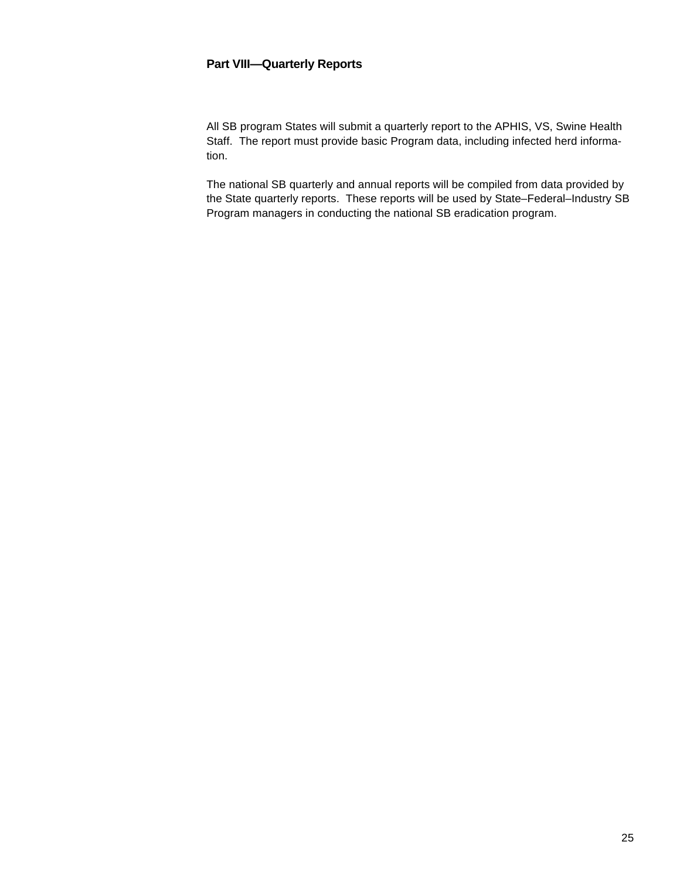## Part VIII—Quarterly Reports

All SB program States will submit a quarterly report to the APHIS, VS, Swine Health Staff. The report must provide basic Program data, including infected herd information.

The national SB quarterly and annual reports will be compiled from data provided by the State quarterly reports. These reports will be used by State–Federal–Industry SB Program managers in conducting the national SB eradication program.